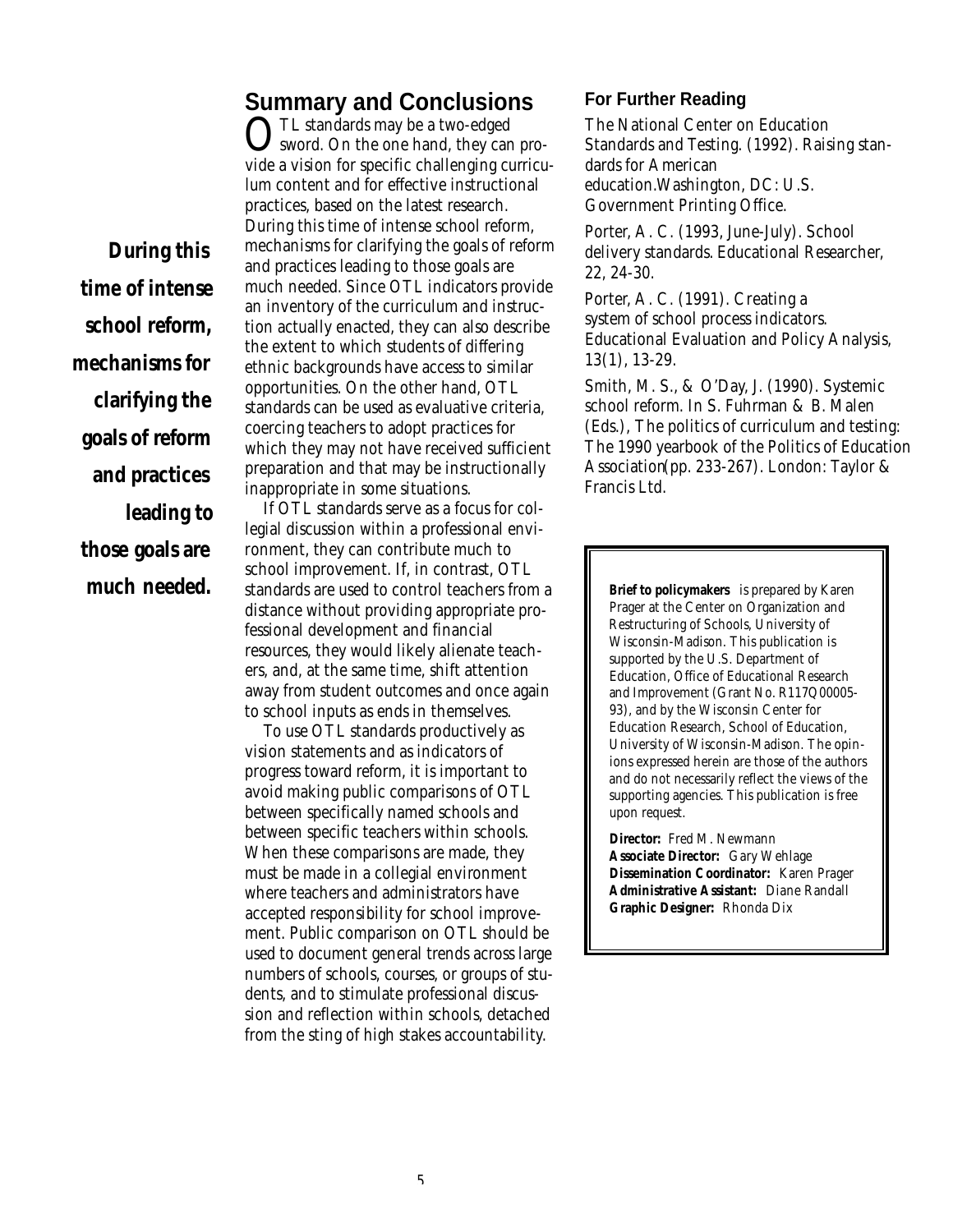## Summary and Conclusions

OTL standards may be a two-edged sword. On the one hand, they can provide a vision for specific challenging curriculum content and for effective instructional practices, based on the latest research. During this time of intense school reform, mechanisms for clarifying the goals of reform and practices leading to those goals are much needed. Since OTL indicators provide an inventory of the curriculum and instruction actually enacted, they can also describe the extent to which students of differing ethnic backgrounds have access to similar opportunities. On the other hand, OTL standards can be used as evaluative criteria, coercing teachers to adopt practices for which they may not have received sufficient preparation and that may be instructionally inappropriate in some situations.

***During this time of intense school reform, mechanisms for clarifying the goals of reform and practices leading to those goals are much needed.***

If OTL standards serve as a focus for collegial discussion within a professional environment, they can contribute much to school improvement. If, in contrast, OTL standards are used to control teachers from a distance without providing appropriate professional development and financial resources, they would likely alienate teachers, and, at the same time, shift attention away from student outcomes and once again to school inputs as ends in themselves.

To use OTL standards productively as vision statements and as indicators of progress toward reform, it is important to avoid making public comparisons of OTL between specifically named schools and between specific teachers within schools. When these comparisons are made, they must be made in a collegial environment where teachers and administrators have accepted responsibility for school improvement. Public comparison on OTL should be used to document general trends across large numbers of schools, courses, or groups of students, and to stimulate professional discussion and reflection within schools, detached from the sting of high stakes accountability.

### For Further Reading

The National Center on Education Standards and Testing. (1992). Raising standards for American education.Washington, DC: U.S. Government Printing Office.

Porter, A. C. (1993, June-July). School delivery standards. Educational Researcher, 22, 24-30.

Porter, A. C. (1991). Creating a system of school process indicators. Educational Evaluation and Policy Analysis, 13(1), 13-29.

Smith, M. S., & O'Day, J. (1990). Systemic school reform. In S. Fuhrman & B. Malen (Eds.), The politics of curriculum and testing: The 1990 yearbook of the Politics of Education Association(pp. 233-267). London: Taylor & Francis Ltd.

**Brief to policymakers** is prepared by Karen Prager at the Center on Organization and Restructuring of Schools, University of Wisconsin-Madison. This publication is supported by the U.S. Department of Education, Office of Educational Research and Improvement (Grant No. R117Q00005-93), and by the Wisconsin Center for Education Research, School of Education, University of Wisconsin-Madison. The opinions expressed herein are those of the authors and do not necessarily reflect the views of the supporting agencies. This publication is free upon request.

**Director:** Fred M. Newmann
**Associate Director:** Gary Wehlage
**Dissemination Coordinator:** Karen Prager
**Administrative Assistant:** Diane Randall
**Graphic Designer:** Rhonda Dix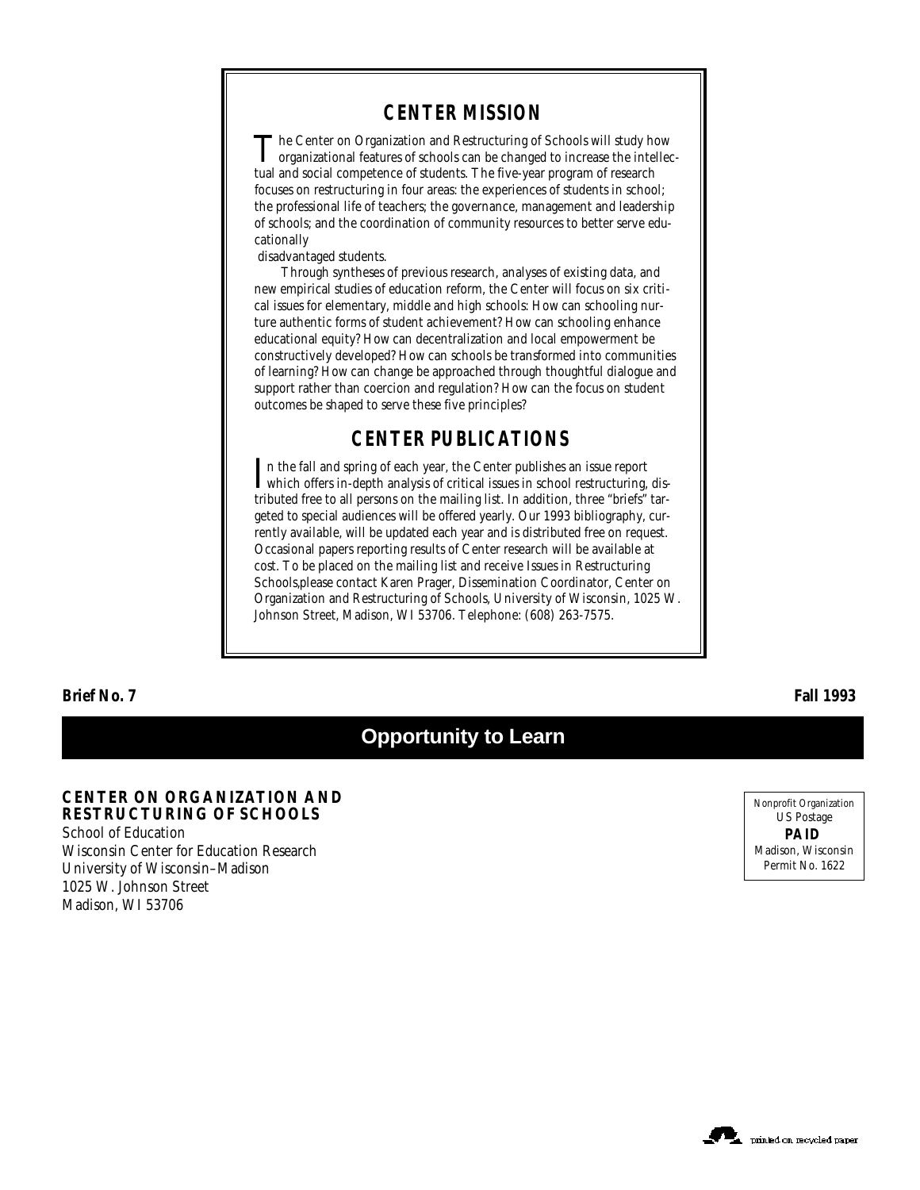## CENTER MISSION

The Center on Organization and Restructuring of Schools will study how organizational features of schools can be changed to increase the intellectual and social competence of students. The five-year program of research focuses on restructuring in four areas: the experiences of students in school; the professional life of teachers; the governance, management and leadership of schools; and the coordination of community resources to better serve educationally disadvantaged students.

Through syntheses of previous research, analyses of existing data, and new empirical studies of education reform, the Center will focus on six critical issues for elementary, middle and high schools: How can schooling nurture authentic forms of student achievement? How can schooling enhance educational equity? How can decentralization and local empowerment be constructively developed? How can schools be transformed into communities of learning? How can change be approached through thoughtful dialogue and support rather than coercion and regulation? How can the focus on student outcomes be shaped to serve these five principles?

## CENTER PUBLICATIONS

In the fall and spring of each year, the Center publishes an issue report which offers in-depth analysis of critical issues in school restructuring, distributed free to all persons on the mailing list. In addition, three "briefs" targeted to special audiences will be offered yearly. Our 1993 bibliography, currently available, will be updated each year and is distributed free on request. Occasional papers reporting results of Center research will be available at cost. To be placed on the mailing list and receive Issues in Restructuring Schools,please contact Karen Prager, Dissemination Coordinator, Center on Organization and Restructuring of Schools, University of Wisconsin, 1025 W. Johnson Street, Madison, WI 53706. Telephone: (608) 263-7575.

**Brief No. 7** **Fall 1993**

# Opportunity to Learn

**CENTER ON ORGANIZATION AND RESTRUCTURING OF SCHOOLS**
School of Education
Wisconsin Center for Education Research
University of Wisconsin–Madison
1025 W. Johnson Street
Madison, WI 53706

Nonprofit Organization
US Postage
**PAID**
Madison, Wisconsin
Permit No. 1622

printed on recycled paper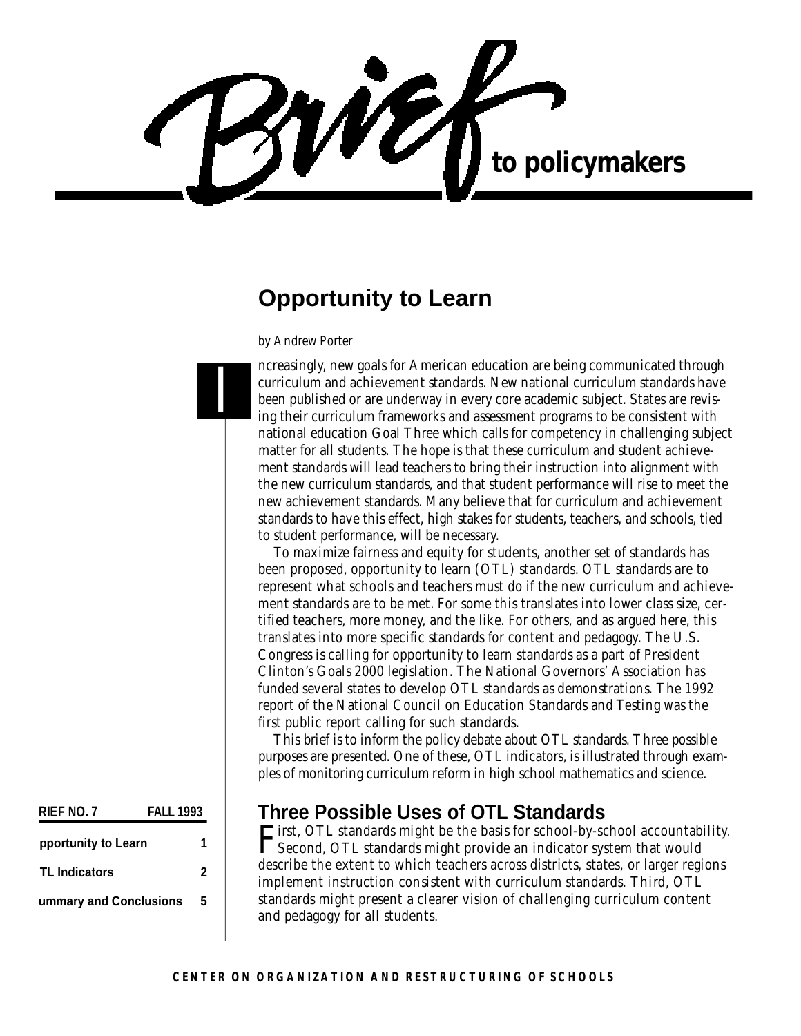# Brief to policymakers

## Opportunity to Learn

*by Andrew Porter*

Increasingly, new goals for American education are being communicated through curriculum and achievement standards. New national curriculum standards have been published or are underway in every core academic subject. States are revising their curriculum frameworks and assessment programs to be consistent with national education Goal Three which calls for competency in challenging subject matter for all students. The hope is that these curriculum and student achievement standards will lead teachers to bring their instruction into alignment with the new curriculum standards, and that student performance will rise to meet the new achievement standards. Many believe that for curriculum and achievement standards to have this effect, high stakes for students, teachers, and schools, tied to student performance, will be necessary.

To maximize fairness and equity for students, another set of standards has been proposed, opportunity to learn (OTL) standards. OTL standards are to represent what schools and teachers must do if the new curriculum and achievement standards are to be met. For some this translates into lower class size, certified teachers, more money, and the like. For others, and as argued here, this translates into more specific standards for content and pedagogy. The U.S. Congress is calling for opportunity to learn standards as a part of President Clinton's Goals 2000 legislation. The National Governors' Association has funded several states to develop OTL standards as demonstrations. The 1992 report of the National Council on Education Standards and Testing was the first public report calling for such standards.

This brief is to inform the policy debate about OTL standards. Three possible purposes are presented. One of these, OTL indicators, is illustrated through examples of monitoring curriculum reform in high school mathematics and science.

| BRIEF NO. 7 | FALL 1993 |
|---|---|
| Opportunity to Learn | 1 |
| OTL Indicators | 2 |
| Summary and Conclusions | 5 |

## Three Possible Uses of OTL Standards

First, OTL standards might be the basis for school-by-school accountability. Second, OTL standards might provide an indicator system that would describe the extent to which teachers across districts, states, or larger regions implement instruction consistent with curriculum standards. Third, OTL standards might present a clearer vision of challenging curriculum content and pedagogy for all students.

CENTER ON ORGANIZATION AND RESTRUCTURING OF SCHOOLS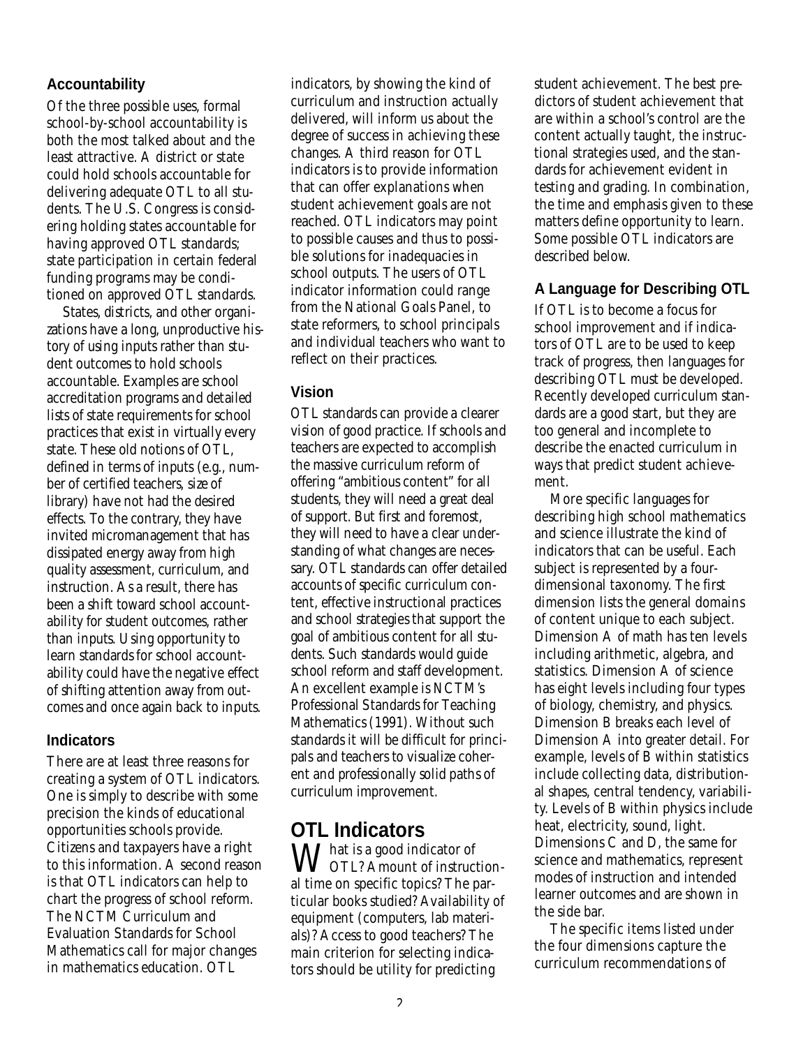### Accountability

Of the three possible uses, formal school-by-school accountability is both the most talked about and the least attractive. A district or state could hold schools accountable for delivering adequate OTL to all students. The U.S. Congress is considering holding states accountable for having approved OTL standards; state participation in certain federal funding programs may be conditioned on approved OTL standards.

States, districts, and other organizations have a long, unproductive history of using inputs rather than student outcomes to hold schools accountable. Examples are school accreditation programs and detailed lists of state requirements for school practices that exist in virtually every state. These old notions of OTL, defined in terms of inputs (e.g., number of certified teachers, size of library) have not had the desired effects. To the contrary, they have invited micromanagement that has dissipated energy away from high quality assessment, curriculum, and instruction. As a result, there has been a shift toward school accountability for student outcomes, rather than inputs. Using opportunity to learn standards for school accountability could have the negative effect of shifting attention away from outcomes and once again back to inputs.

### Indicators

There are at least three reasons for creating a system of OTL indicators. One is simply to describe with some precision the kinds of educational opportunities schools provide. Citizens and taxpayers have a right to this information. A second reason is that OTL indicators can help to chart the progress of school reform. The NCTM Curriculum and Evaluation Standards for School Mathematics call for major changes in mathematics education. OTL indicators, by showing the kind of curriculum and instruction actually delivered, will inform us about the degree of success in achieving these changes. A third reason for OTL indicators is to provide information that can offer explanations when student achievement goals are not reached. OTL indicators may point to possible causes and thus to possible solutions for inadequacies in school outputs. The users of OTL indicator information could range from the National Goals Panel, to state reformers, to school principals and individual teachers who want to reflect on their practices.

### Vision

OTL standards can provide a clearer vision of good practice. If schools and teachers are expected to accomplish the massive curriculum reform of offering "ambitious content" for all students, they will need a great deal of support. But first and foremost, they will need to have a clear understanding of what changes are necessary. OTL standards can offer detailed accounts of specific curriculum content, effective instructional practices and school strategies that support the goal of ambitious content for all students. Such standards would guide school reform and staff development. An excellent example is NCTM's Professional Standards for Teaching Mathematics (1991). Without such standards it will be difficult for principals and teachers to visualize coherent and professionally solid paths of curriculum improvement.

## OTL Indicators

What is a good indicator of OTL? Amount of instructional time on specific topics? The particular books studied? Availability of equipment (computers, lab materials)? Access to good teachers? The main criterion for selecting indicators should be utility for predicting student achievement. The best predictors of student achievement that are within a school's control are the content actually taught, the instructional strategies used, and the standards for achievement evident in testing and grading. In combination, the time and emphasis given to these matters define opportunity to learn. Some possible OTL indicators are described below.

### A Language for Describing OTL

If OTL is to become a focus for school improvement and if indicators of OTL are to be used to keep track of progress, then languages for describing OTL must be developed. Recently developed curriculum standards are a good start, but they are too general and incomplete to describe the enacted curriculum in ways that predict student achievement.

More specific languages for describing high school mathematics and science illustrate the kind of indicators that can be useful. Each subject is represented by a four-dimensional taxonomy. The first dimension lists the general domains of content unique to each subject. Dimension A of math has ten levels including arithmetic, algebra, and statistics. Dimension A of science has eight levels including four types of biology, chemistry, and physics. Dimension B breaks each level of Dimension A into greater detail. For example, levels of B within statistics include collecting data, distributional shapes, central tendency, variability. Levels of B within physics include heat, electricity, sound, light. Dimensions C and D, the same for science and mathematics, represent modes of instruction and intended learner outcomes and are shown in the side bar.

The specific items listed under the four dimensions capture the curriculum recommendations of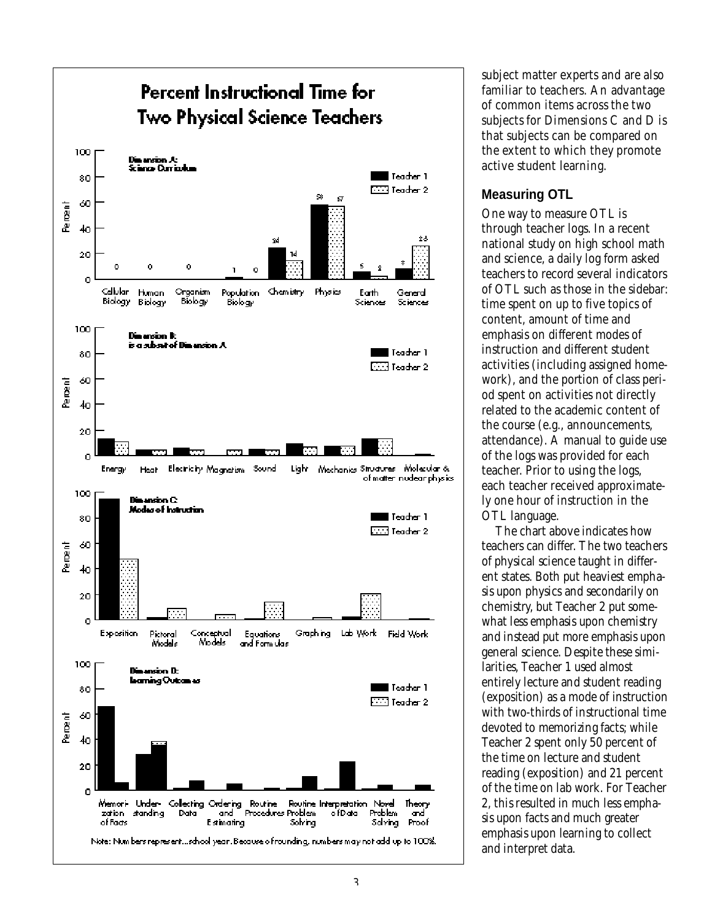## Percent Instructional Time for Two Physical Science Teachers

Note: Numbers represent...school year. Because of rounding, numbers may not add up to 100%.

subject matter experts and are also familiar to teachers. An advantage of common items across the two subjects for Dimensions C and D is that subjects can be compared on the extent to which they promote active student learning.

### Measuring OTL

One way to measure OTL is through teacher logs. In a recent national study on high school math and science, a daily log form asked teachers to record several indicators of OTL such as those in the sidebar: time spent on up to five topics of content, amount of time and emphasis on different modes of instruction and different student activities (including assigned homework), and the portion of class period spent on activities not directly related to the academic content of the course (e.g., announcements, attendance). A manual to guide use of the logs was provided for each teacher. Prior to using the logs, each teacher received approximately one hour of instruction in the OTL language.

The chart above indicates how teachers can differ. The two teachers of physical science taught in different states. Both put heaviest emphasis upon physics and secondarily on chemistry, but Teacher 2 put somewhat less emphasis upon chemistry and instead put more emphasis upon general science. Despite these similarities, Teacher 1 used almost entirely lecture and student reading (exposition) as a mode of instruction with two-thirds of instructional time devoted to memorizing facts; while Teacher 2 spent only 50 percent of the time on lecture and student reading (exposition) and 21 percent of the time on lab work. For Teacher 2, this resulted in much less emphasis upon facts and much greater emphasis upon learning to collect and interpret data.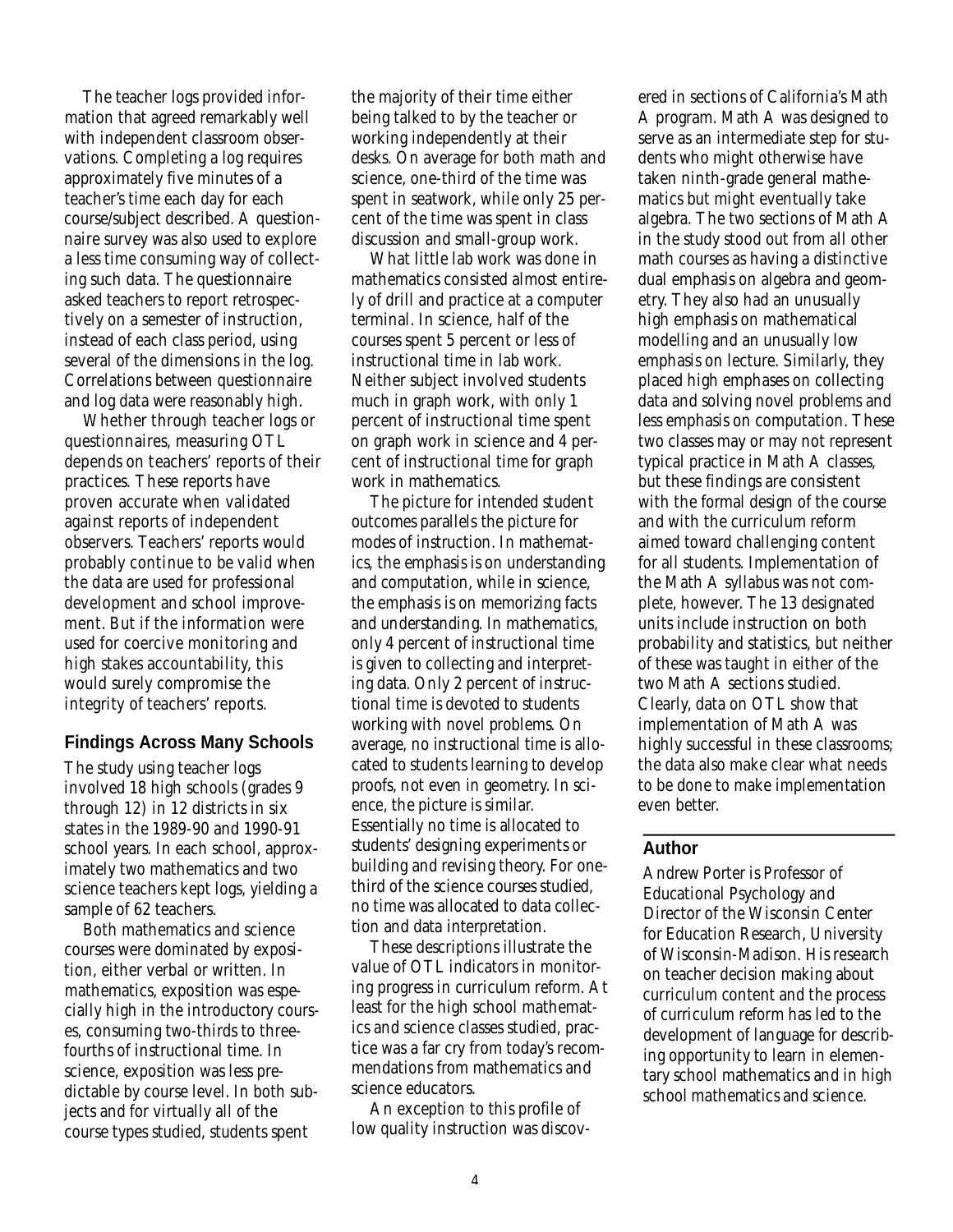The teacher logs provided information that agreed remarkably well with independent classroom observations. Completing a log requires approximately five minutes of a teacher's time each day for each course/subject described. A questionnaire survey was also used to explore a less time consuming way of collecting such data. The questionnaire asked teachers to report retrospectively on a semester of instruction, instead of each class period, using several of the dimensions in the log. Correlations between questionnaire and log data were reasonably high.

Whether through teacher logs or questionnaires, measuring OTL depends on teachers' reports of their practices. These reports have proven accurate when validated against reports of independent observers. Teachers' reports would probably continue to be valid when the data are used for professional development and school improvement. But if the information were used for coercive monitoring and high stakes accountability, this would surely compromise the integrity of teachers' reports.

## Findings Across Many Schools

The study using teacher logs involved 18 high schools (grades 9 through 12) in 12 districts in six states in the 1989-90 and 1990-91 school years. In each school, approximately two mathematics and two science teachers kept logs, yielding a sample of 62 teachers.

Both mathematics and science courses were dominated by exposition, either verbal or written. In mathematics, exposition was especially high in the introductory courses, consuming two-thirds to three-fourths of instructional time. In science, exposition was less predictable by course level. In both subjects and for virtually all of the course types studied, students spent the majority of their time either being talked to by the teacher or working independently at their desks. On average for both math and science, one-third of the time was spent in seatwork, while only 25 percent of the time was spent in class discussion and small-group work.

What little lab work was done in mathematics consisted almost entirely of drill and practice at a computer terminal. In science, half of the courses spent 5 percent or less of instructional time in lab work. Neither subject involved students much in graph work, with only 1 percent of instructional time spent on graph work in science and 4 percent of instructional time for graph work in mathematics.

The picture for intended student outcomes parallels the picture for modes of instruction. In mathematics, the emphasis is on understanding and computation, while in science, the emphasis is on memorizing facts and understanding. In mathematics, only 4 percent of instructional time is given to collecting and interpreting data. Only 2 percent of instructional time is devoted to students working with novel problems. On average, no instructional time is allocated to students learning to develop proofs, not even in geometry. In science, the picture is similar. Essentially no time is allocated to students' designing experiments or building and revising theory. For one-third of the science courses studied, no time was allocated to data collection and data interpretation.

These descriptions illustrate the value of OTL indicators in monitoring progress in curriculum reform. At least for the high school mathematics and science classes studied, practice was a far cry from today's recommendations from mathematics and science educators.

An exception to this profile of low quality instruction was discovered in sections of California's Math A program. Math A was designed to serve as an intermediate step for students who might otherwise have taken ninth-grade general mathematics but might eventually take algebra. The two sections of Math A in the study stood out from all other math courses as having a distinctive dual emphasis on algebra and geometry. They also had an unusually high emphasis on mathematical modelling and an unusually low emphasis on lecture. Similarly, they placed high emphases on collecting data and solving novel problems and less emphasis on computation. These two classes may or may not represent typical practice in Math A classes, but these findings are consistent with the formal design of the course and with the curriculum reform aimed toward challenging content for all students. Implementation of the Math A syllabus was not complete, however. The 13 designated units include instruction on both probability and statistics, but neither of these was taught in either of the two Math A sections studied. Clearly, data on OTL show that implementation of Math A was highly successful in these classrooms; the data also make clear what needs to be done to make implementation even better.

## Author

Andrew Porter is Professor of Educational Psychology and Director of the Wisconsin Center for Education Research, University of Wisconsin-Madison. His research on teacher decision making about curriculum content and the process of curriculum reform has led to the development of language for describing opportunity to learn in elementary school mathematics and in high school mathematics and science.